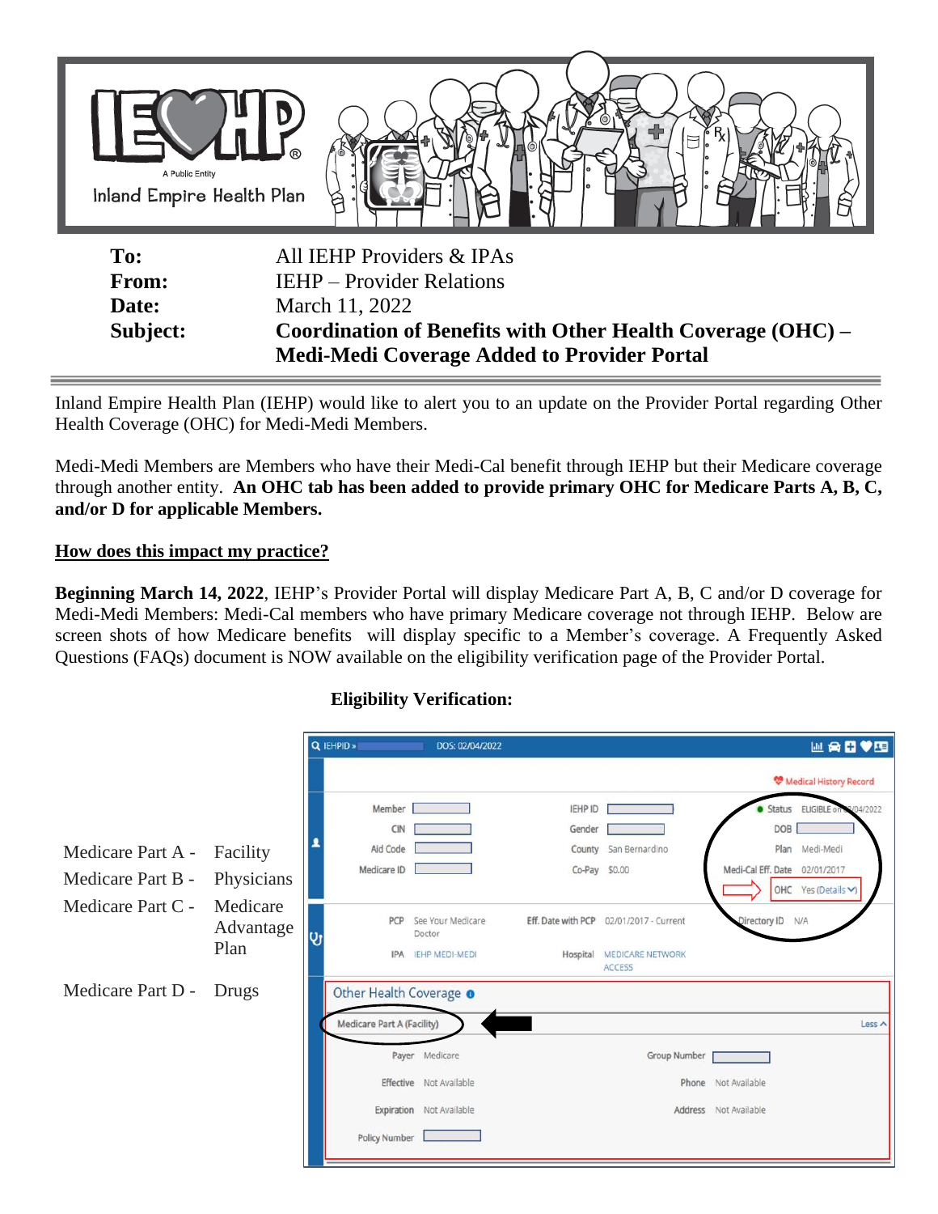**IEHP** – A Public Entity – Inland Empire Health Plan

| | |
|---|---|
| **To:** | All IEHP Providers & IPAs |
| **From:** | IEHP – Provider Relations |
| **Date:** | March 11, 2022 |
| **Subject:** | **Coordination of Benefits with Other Health Coverage (OHC) – Medi-Medi Coverage Added to Provider Portal** |

Inland Empire Health Plan (IEHP) would like to alert you to an update on the Provider Portal regarding Other Health Coverage (OHC) for Medi-Medi Members.

Medi-Medi Members are Members who have their Medi-Cal benefit through IEHP but their Medicare coverage through another entity. **An OHC tab has been added to provide primary OHC for Medicare Parts A, B, C, and/or D for applicable Members.**

**<u>How does this impact my practice?</u>**

**Beginning March 14, 2022**, IEHP's Provider Portal will display Medicare Part A, B, C and/or D coverage for Medi-Medi Members: Medi-Cal members who have primary Medicare coverage not through IEHP. Below are screen shots of how Medicare benefits will display specific to a Member's coverage. A Frequently Asked Questions (FAQs) document is NOW available on the eligibility verification page of the Provider Portal.

**Eligibility Verification:**

| | |
|---|---|
| Medicare Part A - | Facility |
| Medicare Part B - | Physicians |
| Medicare Part C - | Medicare Advantage Plan |
| Medicare Part D - | Drugs |

IEHPID » DOS: 02/04/2022

Medical History Record

| | | | | | |
|---|---|---|---|---|---|
| Member | | IEHP ID | | Status | ELIGIBLE on 02/04/2022 |
| CIN | | Gender | | DOB | |
| Aid Code | | County | San Bernardino | Plan | Medi-Medi |
| Medicare ID | | Co-Pay | $0.00 | Medi-Cal Eff. Date | 02/01/2017 |
| | | | | OHC | Yes (Details) |
| PCP | See Your Medicare Doctor | Eff. Date with PCP | 02/01/2017 - Current | Directory ID | N/A |
| IPA | IEHP MEDI-MEDI | Hospital | MEDICARE NETWORK ACCESS | | |

Other Health Coverage

Medicare Part A (Facility) — Less

| | | | |
|---|---|---|---|
| Payer | Medicare | Group Number | |
| Effective | Not Available | Phone | Not Available |
| Expiration | Not Available | Address | Not Available |
| Policy Number | | | |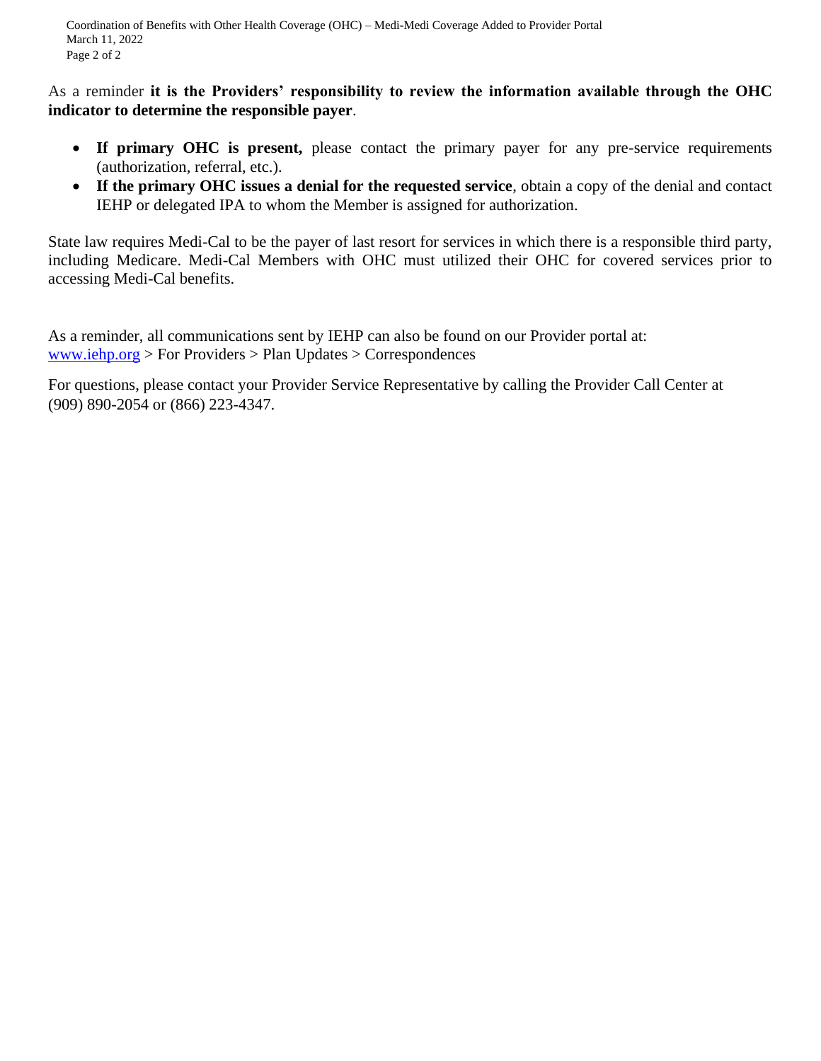As a reminder **it is the Providers' responsibility to review the information available through the OHC indicator to determine the responsible payer**.

- **If primary OHC is present,** please contact the primary payer for any pre-service requirements (authorization, referral, etc.).
- **If the primary OHC issues a denial for the requested service**, obtain a copy of the denial and contact IEHP or delegated IPA to whom the Member is assigned for authorization.

State law requires Medi-Cal to be the payer of last resort for services in which there is a responsible third party, including Medicare. Medi-Cal Members with OHC must utilized their OHC for covered services prior to accessing Medi-Cal benefits.

As a reminder, all communications sent by IEHP can also be found on our Provider portal at: www.iehp.org > For Providers > Plan Updates > Correspondences

For questions, please contact your Provider Service Representative by calling the Provider Call Center at (909) 890-2054 or (866) 223-4347.